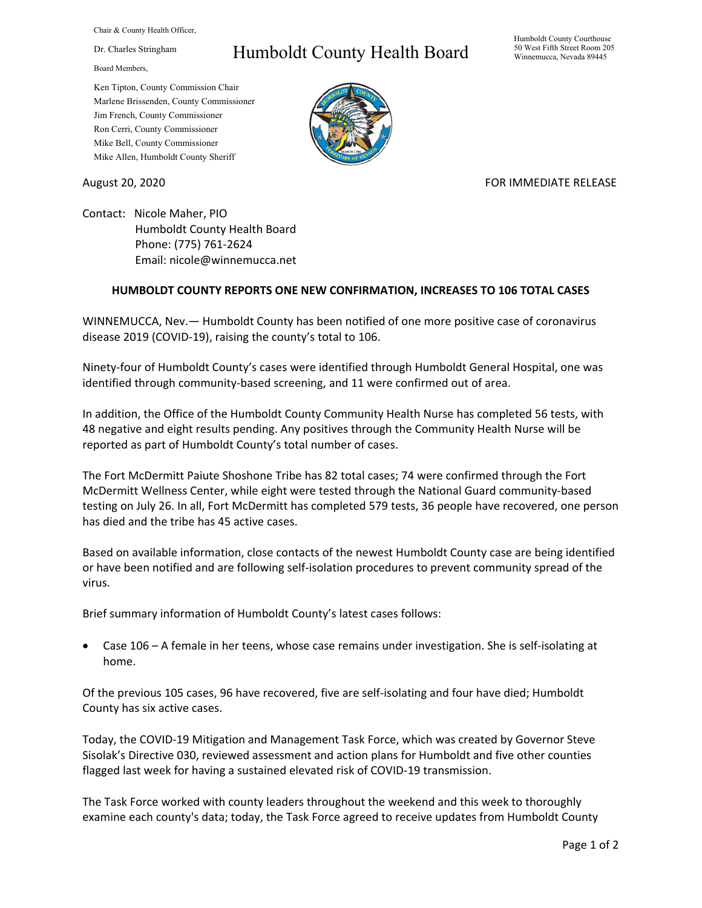Chair & County Health Officer,

Dr. Charles Stringham

Board Members,

Ken Tipton, County Commission Chair
Marlene Brissenden, County Commissioner
Jim French, County Commissioner
Ron Cerri, County Commissioner
Mike Bell, County Commissioner
Mike Allen, Humboldt County Sheriff

# Humboldt County Health Board

Humboldt County Courthouse
50 West Fifth Street Room 205
Winnemucca, Nevada 89445

August 20, 2020

FOR IMMEDIATE RELEASE

Contact: Nicole Maher, PIO
Humboldt County Health Board
Phone: (775) 761-2624
Email: nicole@winnemucca.net

**HUMBOLDT COUNTY REPORTS ONE NEW CONFIRMATION, INCREASES TO 106 TOTAL CASES**

WINNEMUCCA, Nev.— Humboldt County has been notified of one more positive case of coronavirus disease 2019 (COVID-19), raising the county's total to 106.

Ninety-four of Humboldt County's cases were identified through Humboldt General Hospital, one was identified through community-based screening, and 11 were confirmed out of area.

In addition, the Office of the Humboldt County Community Health Nurse has completed 56 tests, with 48 negative and eight results pending. Any positives through the Community Health Nurse will be reported as part of Humboldt County's total number of cases.

The Fort McDermitt Paiute Shoshone Tribe has 82 total cases; 74 were confirmed through the Fort McDermitt Wellness Center, while eight were tested through the National Guard community-based testing on July 26. In all, Fort McDermitt has completed 579 tests, 36 people have recovered, one person has died and the tribe has 45 active cases.

Based on available information, close contacts of the newest Humboldt County case are being identified or have been notified and are following self-isolation procedures to prevent community spread of the virus.

Brief summary information of Humboldt County's latest cases follows:

- Case 106 – A female in her teens, whose case remains under investigation. She is self-isolating at home.

Of the previous 105 cases, 96 have recovered, five are self-isolating and four have died; Humboldt County has six active cases.

Today, the COVID-19 Mitigation and Management Task Force, which was created by Governor Steve Sisolak's Directive 030, reviewed assessment and action plans for Humboldt and five other counties flagged last week for having a sustained elevated risk of COVID-19 transmission.

The Task Force worked with county leaders throughout the weekend and this week to thoroughly examine each county's data; today, the Task Force agreed to receive updates from Humboldt County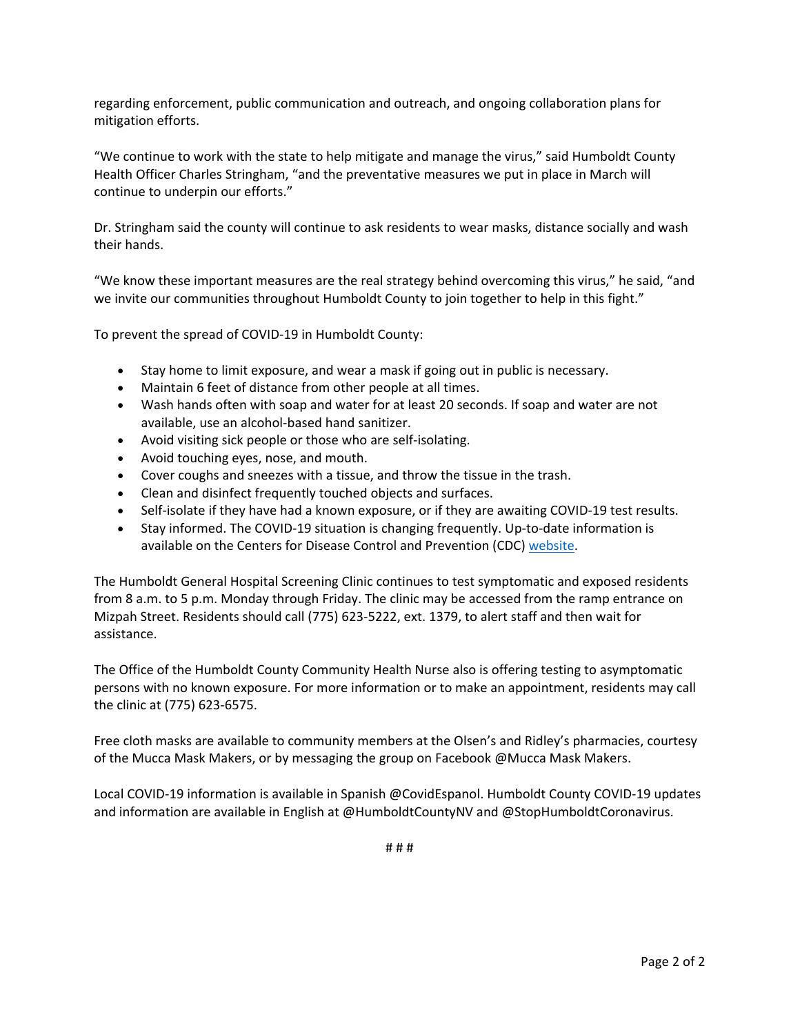regarding enforcement, public communication and outreach, and ongoing collaboration plans for mitigation efforts.

"We continue to work with the state to help mitigate and manage the virus," said Humboldt County Health Officer Charles Stringham, "and the preventative measures we put in place in March will continue to underpin our efforts."

Dr. Stringham said the county will continue to ask residents to wear masks, distance socially and wash their hands.

"We know these important measures are the real strategy behind overcoming this virus," he said, "and we invite our communities throughout Humboldt County to join together to help in this fight."

To prevent the spread of COVID-19 in Humboldt County:

- Stay home to limit exposure, and wear a mask if going out in public is necessary.
- Maintain 6 feet of distance from other people at all times.
- Wash hands often with soap and water for at least 20 seconds. If soap and water are not available, use an alcohol-based hand sanitizer.
- Avoid visiting sick people or those who are self-isolating.
- Avoid touching eyes, nose, and mouth.
- Cover coughs and sneezes with a tissue, and throw the tissue in the trash.
- Clean and disinfect frequently touched objects and surfaces.
- Self-isolate if they have had a known exposure, or if they are awaiting COVID-19 test results.
- Stay informed. The COVID-19 situation is changing frequently. Up-to-date information is available on the Centers for Disease Control and Prevention (CDC) website.

The Humboldt General Hospital Screening Clinic continues to test symptomatic and exposed residents from 8 a.m. to 5 p.m. Monday through Friday. The clinic may be accessed from the ramp entrance on Mizpah Street. Residents should call (775) 623-5222, ext. 1379, to alert staff and then wait for assistance.

The Office of the Humboldt County Community Health Nurse also is offering testing to asymptomatic persons with no known exposure. For more information or to make an appointment, residents may call the clinic at (775) 623-6575.

Free cloth masks are available to community members at the Olsen's and Ridley's pharmacies, courtesy of the Mucca Mask Makers, or by messaging the group on Facebook @Mucca Mask Makers.

Local COVID-19 information is available in Spanish @CovidEspanol. Humboldt County COVID-19 updates and information are available in English at @HumboldtCountyNV and @StopHumboldtCoronavirus.

# # #